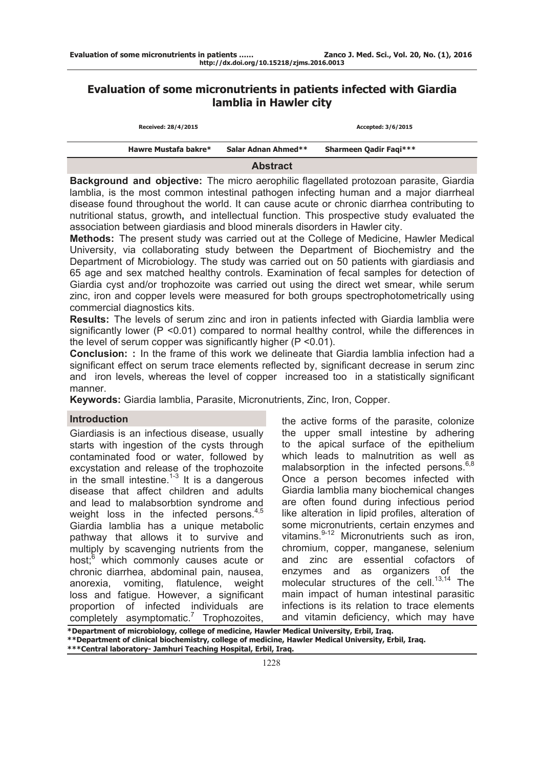# Evaluation of some micronutrients in patients infected with Giardia lamblia in Hawler city

**Received: 28/4/2015** **Accepted: 3/6/2015**

**Hawre Mustafa bakre*** **Salar Adnan Ahmed**** **Sharmeen Qadir Faqi*****

## Abstract

**Background and objective:** The micro aerophilic flagellated protozoan parasite, Giardia lamblia, is the most common intestinal pathogen infecting human and a major diarrheal disease found throughout the world. It can cause acute or chronic diarrhea contributing to nutritional status, growth**,** and intellectual function. This prospective study evaluated the association between giardiasis and blood minerals disorders in Hawler city.

**Methods:** The present study was carried out at the College of Medicine, Hawler Medical University, via collaborating study between the Department of Biochemistry and the Department of Microbiology. The study was carried out on 50 patients with giardiasis and 65 age and sex matched healthy controls. Examination of fecal samples for detection of Giardia cyst and/or trophozoite was carried out using the direct wet smear, while serum zinc, iron and copper levels were measured for both groups spectrophotometrically using commercial diagnostics kits.

**Results:** The levels of serum zinc and iron in patients infected with Giardia lamblia were significantly lower ($P < 0.01$) compared to normal healthy control, while the differences in the level of serum copper was significantly higher ($P < 0.01$).

**Conclusion: :** In the frame of this work we delineate that Giardia lamblia infection had a significant effect on serum trace elements reflected by, significant decrease in serum zinc and iron levels, whereas the level of copper increased too in a statistically significant manner.

**Keywords:** Giardia lamblia, Parasite, Micronutrients, Zinc, Iron, Copper.

## Introduction

Giardiasis is an infectious disease, usually starts with ingestion of the cysts through contaminated food or water, followed by excystation and release of the trophozoite in the small intestine.[1-3] It is a dangerous disease that affect children and adults and lead to malabsorbtion syndrome and weight loss in the infected persons.[4,5] Giardia lamblia has a unique metabolic pathway that allows it to survive and multiply by scavenging nutrients from the host;[6] which commonly causes acute or chronic diarrhea, abdominal pain, nausea, anorexia, vomiting, flatulence, weight loss and fatigue. However, a significant proportion of infected individuals are completely asymptomatic.[7] Trophozoites, the active forms of the parasite, colonize the upper small intestine by adhering to the apical surface of the epithelium which leads to malnutrition as well as malabsorption in the infected persons.[6,8] Once a person becomes infected with Giardia lamblia many biochemical changes are often found during infectious period like alteration in lipid profiles, alteration of some micronutrients, certain enzymes and vitamins.[9-12] Micronutrients such as iron, chromium, copper, manganese, selenium and zinc are essential cofactors of enzymes and as organizers of the molecular structures of the cell.[13,14] The main impact of human intestinal parasitic infections is its relation to trace elements and vitamin deficiency, which may have

---

*Department of microbiology, college of medicine, Hawler Medical University, Erbil, Iraq.
**Department of clinical biochemistry, college of medicine, Hawler Medical University, Erbil, Iraq.
***Central laboratory- Jamhuri Teaching Hospital, Erbil, Iraq.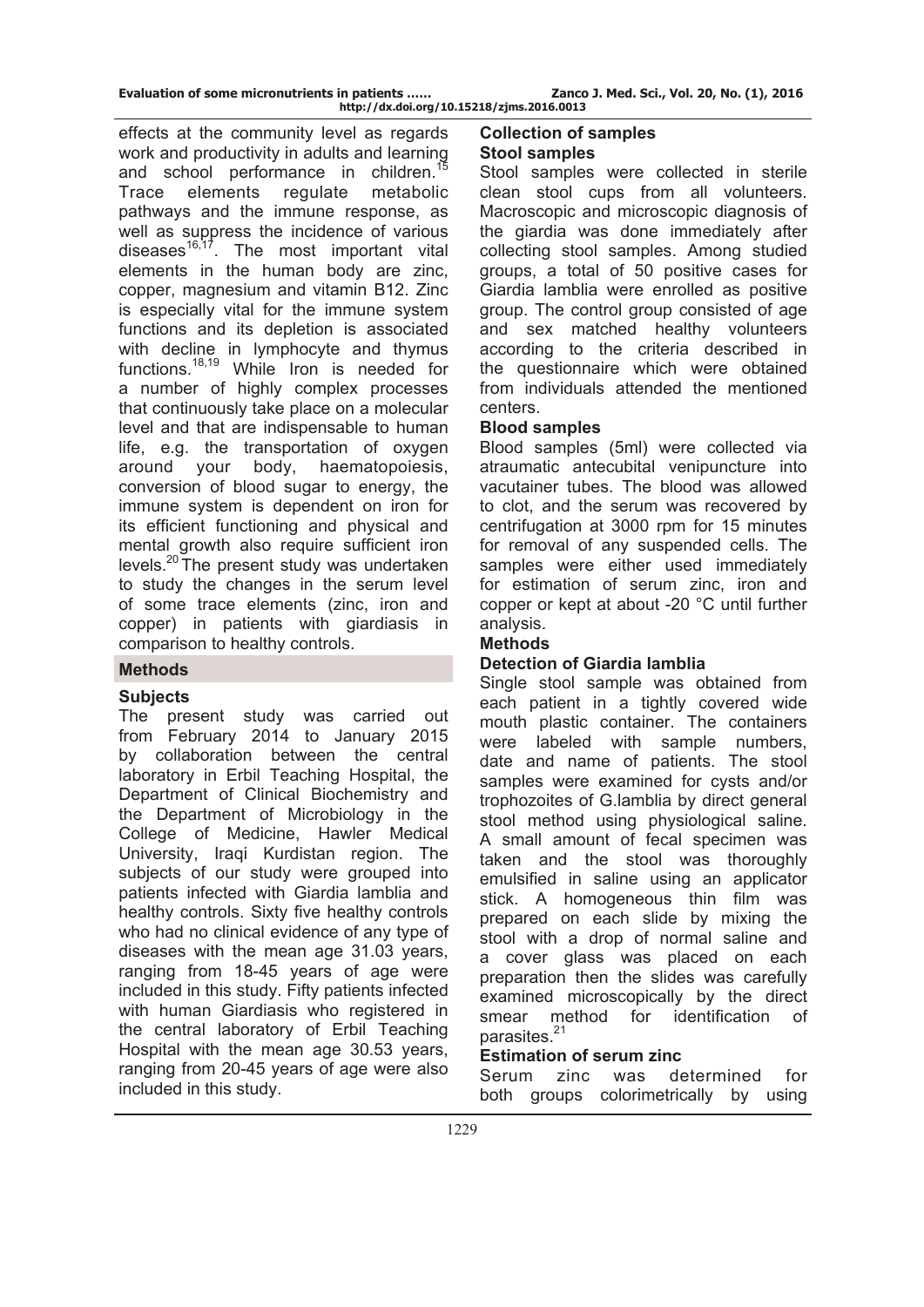effects at the community level as regards work and productivity in adults and learning and school performance in children.[15] Trace elements regulate metabolic pathways and the immune response, as well as suppress the incidence of various diseases[16,17]. The most important vital elements in the human body are zinc, copper, magnesium and vitamin B12. Zinc is especially vital for the immune system functions and its depletion is associated with decline in lymphocyte and thymus functions.[18,19] While Iron is needed for a number of highly complex processes that continuously take place on a molecular level and that are indispensable to human life, e.g. the transportation of oxygen around your body, haematopoiesis, conversion of blood sugar to energy, the immune system is dependent on iron for its efficient functioning and physical and mental growth also require sufficient iron levels.[20] The present study was undertaken to study the changes in the serum level of some trace elements (zinc, iron and copper) in patients with giardiasis in comparison to healthy controls.

## Methods

### Subjects

The present study was carried out from February 2014 to January 2015 by collaboration between the central laboratory in Erbil Teaching Hospital, the Department of Clinical Biochemistry and the Department of Microbiology in the College of Medicine, Hawler Medical University, Iraqi Kurdistan region. The subjects of our study were grouped into patients infected with Giardia lamblia and healthy controls. Sixty five healthy controls who had no clinical evidence of any type of diseases with the mean age 31.03 years, ranging from 18-45 years of age were included in this study. Fifty patients infected with human Giardiasis who registered in the central laboratory of Erbil Teaching Hospital with the mean age 30.53 years, ranging from 20-45 years of age were also included in this study.

### Collection of samples

**Stool samples**

Stool samples were collected in sterile clean stool cups from all volunteers. Macroscopic and microscopic diagnosis of the giardia was done immediately after collecting stool samples. Among studied groups, a total of 50 positive cases for Giardia lamblia were enrolled as positive group. The control group consisted of age and sex matched healthy volunteers according to the criteria described in the questionnaire which were obtained from individuals attended the mentioned centers.

**Blood samples**

Blood samples (5ml) were collected via atraumatic antecubital venipuncture into vacutainer tubes. The blood was allowed to clot, and the serum was recovered by centrifugation at 3000 rpm for 15 minutes for removal of any suspended cells. The samples were either used immediately for estimation of serum zinc, iron and copper or kept at about -20 °C until further analysis.

### Methods

**Detection of Giardia lamblia**

Single stool sample was obtained from each patient in a tightly covered wide mouth plastic container. The containers were labeled with sample numbers, date and name of patients. The stool samples were examined for cysts and/or trophozoites of G.lamblia by direct general stool method using physiological saline. A small amount of fecal specimen was taken and the stool was thoroughly emulsified in saline using an applicator stick. A homogeneous thin film was prepared on each slide by mixing the stool with a drop of normal saline and a cover glass was placed on each preparation then the slides was carefully examined microscopically by the direct smear method for identification of parasites.[21]

**Estimation of serum zinc**

Serum zinc was determined for both groups colorimetrically by using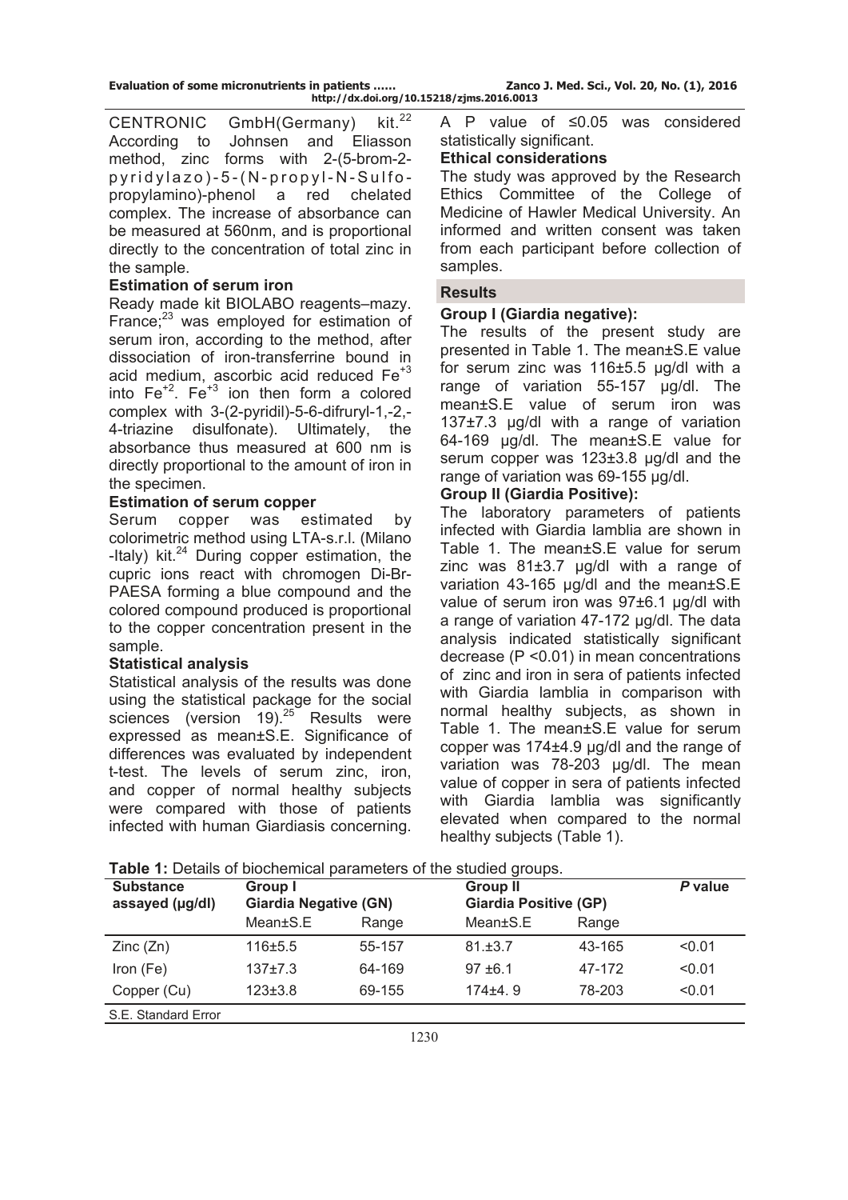CENTRONIC GmbH(Germany) kit.[22] According to Johnsen and Eliasson method, zinc forms with 2-(5-brom-2-pyridylazo)-5-(N-propyl-N-Sulfo-propylamino)-phenol a red chelated complex. The increase of absorbance can be measured at 560nm, and is proportional directly to the concentration of total zinc in the sample.

### Estimation of serum iron

Ready made kit BIOLABO reagents–mazy. France;[23] was employed for estimation of serum iron, according to the method, after dissociation of iron-transferrine bound in acid medium, ascorbic acid reduced $Fe^{+3}$ into $Fe^{+2}$. $Fe^{+3}$ ion then form a colored complex with 3-(2-pyridil)-5-6-difruryl-1,-2,-4-triazine disulfonate). Ultimately, the absorbance thus measured at 600 nm is directly proportional to the amount of iron in the specimen.

### Estimation of serum copper

Serum copper was estimated by colorimetric method using LTA-s.r.l. (Milano -Italy) kit.[24] During copper estimation, the cupric ions react with chromogen Di-Br-PAESA forming a blue compound and the colored compound produced is proportional to the copper concentration present in the sample.

### Statistical analysis

Statistical analysis of the results was done using the statistical package for the social sciences (version 19).[25] Results were expressed as mean±S.E. Significance of differences was evaluated by independent t-test. The levels of serum zinc, iron, and copper of normal healthy subjects were compared with those of patients infected with human Giardiasis concerning. A P value of ≤0.05 was considered statistically significant.

### Ethical considerations

The study was approved by the Research Ethics Committee of the College of Medicine of Hawler Medical University. An informed and written consent was taken from each participant before collection of samples.

## Results

### Group I (Giardia negative):

The results of the present study are presented in Table 1. The mean±S.E value for serum zinc was 116±5.5 µg/dl with a range of variation 55-157 µg/dl. The mean±S.E value of serum iron was 137±7.3 µg/dl with a range of variation 64-169 µg/dl. The mean±S.E value for serum copper was 123±3.8 µg/dl and the range of variation was 69-155 µg/dl.

### Group II (Giardia Positive):

The laboratory parameters of patients infected with Giardia lamblia are shown in Table 1. The mean±S.E value for serum zinc was 81±3.7 µg/dl with a range of variation 43-165 µg/dl and the mean±S.E value of serum iron was 97±6.1 µg/dl with a range of variation 47-172 µg/dl. The data analysis indicated statistically significant decrease (P <0.01) in mean concentrations of zinc and iron in sera of patients infected with Giardia lamblia in comparison with normal healthy subjects, as shown in Table 1. The mean±S.E value for serum copper was 174±4.9 µg/dl and the range of variation was 78-203 µg/dl. The mean value of copper in sera of patients infected with Giardia lamblia was significantly elevated when compared to the normal healthy subjects (Table 1).

**Table 1:** Details of biochemical parameters of the studied groups.

| Substance assayed (µg/dl) | Group I Giardia Negative (GN) | | Group II Giardia Positive (GP) | | *P* value |
|---|---|---|---|---|---|
| | Mean±S.E | Range | Mean±S.E | Range | |
| Zinc (Zn) | 116±5.5 | 55-157 | 81.±3.7 | 43-165 | <0.01 |
| Iron (Fe) | 137±7.3 | 64-169 | 97 ±6.1 | 47-172 | <0.01 |
| Copper (Cu) | 123±3.8 | 69-155 | 174±4. 9 | 78-203 | <0.01 |

S.E. Standard Error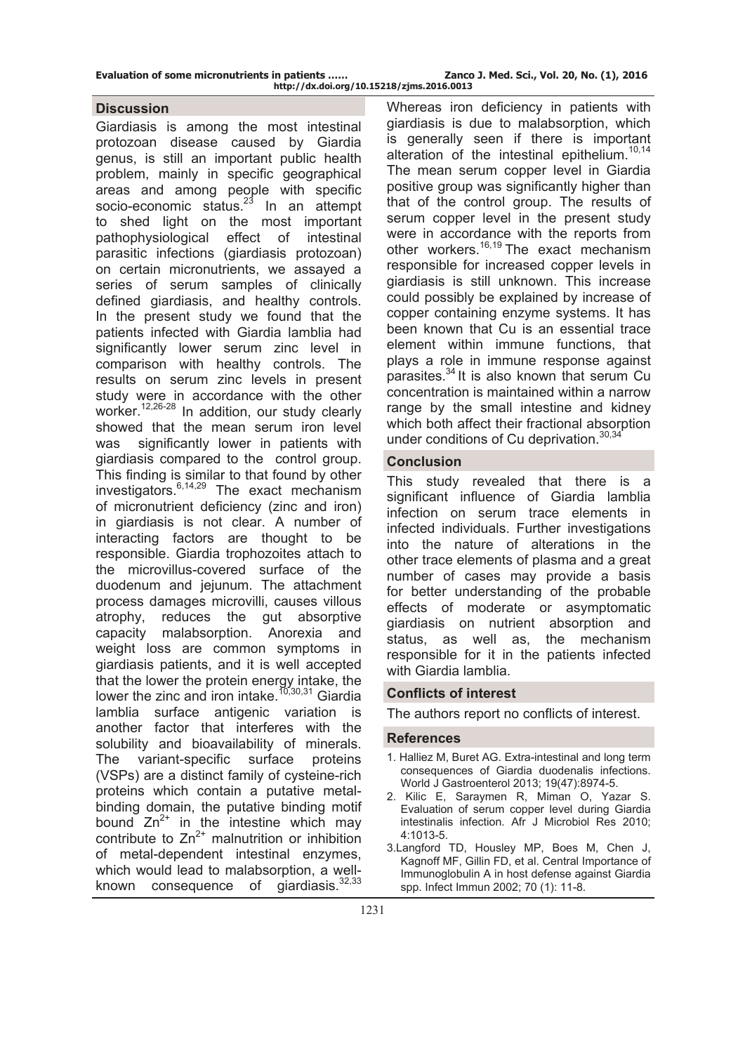## Discussion

Giardiasis is among the most intestinal protozoan disease caused by Giardia genus, is still an important public health problem, mainly in specific geographical areas and among people with specific socio-economic status.[23] In an attempt to shed light on the most important pathophysiological effect of intestinal parasitic infections (giardiasis protozoan) on certain micronutrients, we assayed a series of serum samples of clinically defined giardiasis, and healthy controls. In the present study we found that the patients infected with Giardia lamblia had significantly lower serum zinc level in comparison with healthy controls. The results on serum zinc levels in present study were in accordance with the other worker.[12,26-28] In addition, our study clearly showed that the mean serum iron level was significantly lower in patients with giardiasis compared to the control group. This finding is similar to that found by other investigators.[6,14,29] The exact mechanism of micronutrient deficiency (zinc and iron) in giardiasis is not clear. A number of interacting factors are thought to be responsible. Giardia trophozoites attach to the microvillus-covered surface of the duodenum and jejunum. The attachment process damages microvilli, causes villous atrophy, reduces the gut absorptive capacity malabsorption. Anorexia and weight loss are common symptoms in giardiasis patients, and it is well accepted that the lower the protein energy intake, the lower the zinc and iron intake.[10,30,31] Giardia lamblia surface antigenic variation is another factor that interferes with the solubility and bioavailability of minerals. The variant-specific surface proteins (VSPs) are a distinct family of cysteine-rich proteins which contain a putative metal-binding domain, the putative binding motif bound $Zn^{2+}$ in the intestine which may contribute to $Zn^{2+}$ malnutrition or inhibition of metal-dependent intestinal enzymes, which would lead to malabsorption, a well-known consequence of giardiasis.[32,33] Whereas iron deficiency in patients with giardiasis is due to malabsorption, which is generally seen if there is important alteration of the intestinal epithelium.[10,14] The mean serum copper level in Giardia positive group was significantly higher than that of the control group. The results of serum copper level in the present study were in accordance with the reports from other workers.[16,19] The exact mechanism responsible for increased copper levels in giardiasis is still unknown. This increase could possibly be explained by increase of copper containing enzyme systems. It has been known that Cu is an essential trace element within immune functions, that plays a role in immune response against parasites.[34] It is also known that serum Cu concentration is maintained within a narrow range by the small intestine and kidney which both affect their fractional absorption under conditions of Cu deprivation.[30,34]

## Conclusion

This study revealed that there is a significant influence of Giardia lamblia infection on serum trace elements in infected individuals. Further investigations into the nature of alterations in the other trace elements of plasma and a great number of cases may provide a basis for better understanding of the probable effects of moderate or asymptomatic giardiasis on nutrient absorption and status, as well as, the mechanism responsible for it in the patients infected with Giardia lamblia.

## Conflicts of interest

The authors report no conflicts of interest.

## References

1. Halliez M, Buret AG. Extra-intestinal and long term consequences of Giardia duodenalis infections. World J Gastroenterol 2013; 19(47):8974-5.
2. Kilic E, Saraymen R, Miman O, Yazar S. Evaluation of serum copper level during Giardia intestinalis infection. Afr J Microbiol Res 2010; 4:1013-5.
3. Langford TD, Housley MP, Boes M, Chen J, Kagnoff MF, Gillin FD, et al. Central Importance of Immunoglobulin A in host defense against Giardia spp. Infect Immun 2002; 70 (1): 11-8.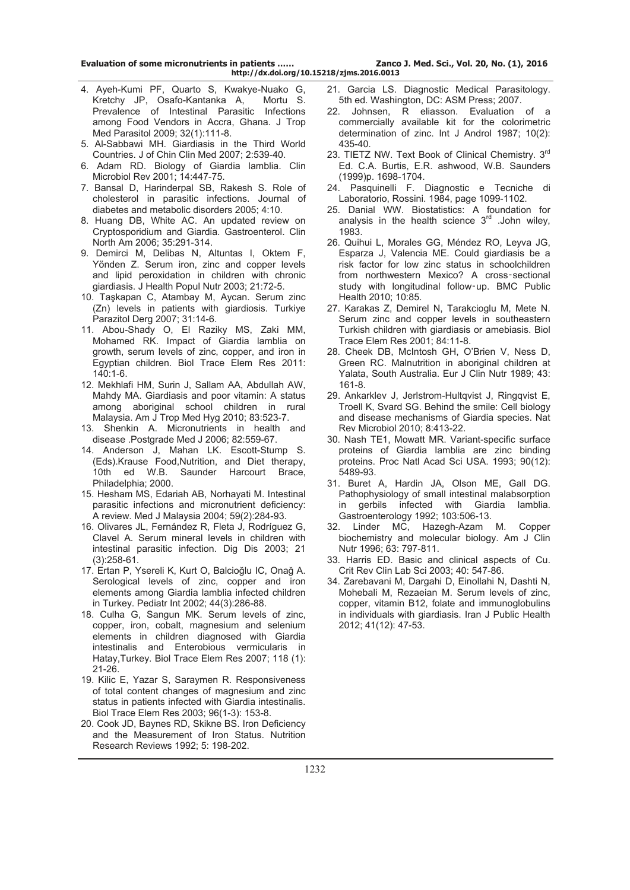4. Ayeh-Kumi PF, Quarto S, Kwakye-Nuako G, Kretchy JP, Osafo-Kantanka A, Mortu S. Prevalence of Intestinal Parasitic Infections among Food Vendors in Accra, Ghana. J Trop Med Parasitol 2009; 32(1):111-8.
5. Al-Sabbawi MH. Giardiasis in the Third World Countries. J of Chin Clin Med 2007; 2:539-40.
6. Adam RD. Biology of Giardia lamblia. Clin Microbiol Rev 2001; 14:447-75.
7. Bansal D, Harinderpal SB, Rakesh S. Role of cholesterol in parasitic infections. Journal of diabetes and metabolic disorders 2005; 4:10.
8. Huang DB, White AC. An updated review on Cryptosporidium and Giardia. Gastroenterol. Clin North Am 2006; 35:291-314.
9. Demirci M, Delibas N, Altuntas I, Oktem F, Yönden Z. Serum iron, zinc and copper levels and lipid peroxidation in children with chronic giardiasis. J Health Popul Nutr 2003; 21:72-5.
10. Taşkapan C, Atambay M, Aycan. Serum zinc (Zn) levels in patients with giardiosis. Turkiye Parazitol Derg 2007; 31:14-6.
11. Abou-Shady O, El Raziky MS, Zaki MM, Mohamed RK. Impact of Giardia lamblia on growth, serum levels of zinc, copper, and iron in Egyptian children. Biol Trace Elem Res 2011: 140:1-6.
12. Mekhlafi HM, Surin J, Sallam AA, Abdullah AW, Mahdy MA. Giardiasis and poor vitamin: A status among aboriginal school children in rural Malaysia. Am J Trop Med Hyg 2010; 83:523-7.
13. Shenkin A. Micronutrients in health and disease .Postgrade Med J 2006; 82:559-67.
14. Anderson J, Mahan LK. Escott-Stump S. (Eds).Krause Food,Nutrition, and Diet therapy, 10th ed W.B. Saunder Harcourt Brace, Philadelphia; 2000.
15. Hesham MS, Edariah AB, Norhayati M. Intestinal parasitic infections and micronutrient deficiency: A review. Med J Malaysia 2004; 59(2):284-93.
16. Olivares JL, Fernández R, Fleta J, Rodríguez G, Clavel A. Serum mineral levels in children with intestinal parasitic infection. Dig Dis 2003; 21 (3):258-61.
17. Ertan P, Ysereli K, Kurt O, Balcioğlu IC, Onağ A. Serological levels of zinc, copper and iron elements among Giardia lamblia infected children in Turkey. Pediatr Int 2002; 44(3):286-88.
18. Culha G, Sangun MK. Serum levels of zinc, copper, iron, cobalt, magnesium and selenium elements in children diagnosed with Giardia intestinalis and Enterobious vermicularis in Hatay,Turkey. Biol Trace Elem Res 2007; 118 (1): 21-26.
19. Kilic E, Yazar S, Saraymen R. Responsiveness of total content changes of magnesium and zinc status in patients infected with Giardia intestinalis. Biol Trace Elem Res 2003; 96(1-3): 153-8.
20. Cook JD, Baynes RD, Skikne BS. Iron Deficiency and the Measurement of Iron Status. Nutrition Research Reviews 1992; 5: 198-202.
21. Garcia LS. Diagnostic Medical Parasitology. 5th ed. Washington, DC: ASM Press; 2007.
22. Johnsen, R eliasson. Evaluation of a commercially available kit for the colorimetric determination of zinc. Int J Androl 1987; 10(2): 435-40.
23. TIETZ NW. Text Book of Clinical Chemistry. 3rd Ed. C.A. Burtis, E.R. ashwood, W.B. Saunders (1999)p. 1698-1704.
24. Pasquinelli F. Diagnostic e Tecniche di Laboratorio, Rossini. 1984, page 1099-1102.
25. Danial WW. Biostatistics: A foundation for analysis in the health science 3rd .John wiley, 1983.
26. Quihui L, Morales GG, Méndez RO, Leyva JG, Esparza J, Valencia ME. Could giardiasis be a risk factor for low zinc status in schoolchildren from northwestern Mexico? A cross-sectional study with longitudinal follow-up. BMC Public Health 2010; 10:85.
27. Karakas Z, Demirel N, Tarakcioglu M, Mete N. Serum zinc and copper levels in southeastern Turkish children with giardiasis or amebiasis. Biol Trace Elem Res 2001; 84:11-8.
28. Cheek DB, McIntosh GH, O'Brien V, Ness D, Green RC. Malnutrition in aboriginal children at Yalata, South Australia. Eur J Clin Nutr 1989; 43: 161-8.
29. Ankarklev J, Jerlstrom-Hultqvist J, Ringqvist E, Troell K, Svard SG. Behind the smile: Cell biology and disease mechanisms of Giardia species. Nat Rev Microbiol 2010; 8:413-22.
30. Nash TE1, Mowatt MR. Variant-specific surface proteins of Giardia lamblia are zinc binding proteins. Proc Natl Acad Sci USA. 1993; 90(12): 5489-93.
31. Buret A, Hardin JA, Olson ME, Gall DG. Pathophysiology of small intestinal malabsorption in gerbils infected with Giardia lamblia. Gastroenterology 1992; 103:506-13.
32. Linder MC, Hazegh-Azam M. Copper biochemistry and molecular biology. Am J Clin Nutr 1996; 63: 797-811.
33. Harris ED. Basic and clinical aspects of Cu. Crit Rev Clin Lab Sci 2003; 40: 547-86.
34. Zarebavani M, Dargahi D, Einollahi N, Dashti N, Mohebali M, Rezaeian M. Serum levels of zinc, copper, vitamin B12, folate and immunoglobulins in individuals with giardiasis. Iran J Public Health 2012; 41(12): 47-53.